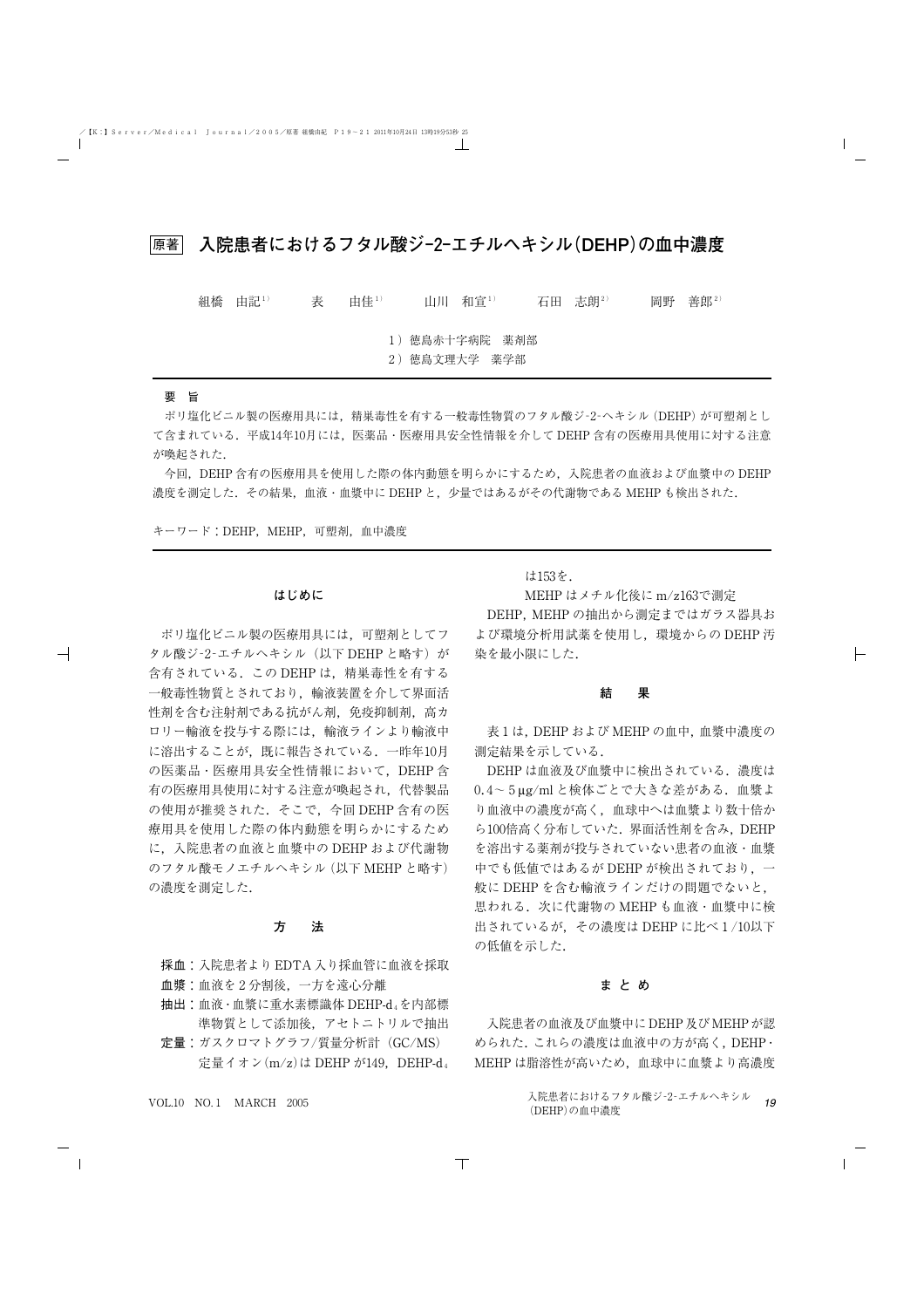# 原著　入院患者におけるフタル酸ジ-2-エチルヘキシル（DEHP）の血中濃度

組橋　由記[1)]　表　由佳[1)]　山川　和宣[1)]　石田　志朗[2)]　岡野　善郎[2)]

1）徳島赤十字病院　薬剤部
2）徳島文理大学　薬学部

## 要　旨

ポリ塩化ビニル製の医療用具には，精巣毒性を有する一般毒性物質のフタル酸ジ-2-ヘキシル（DEHP）が可塑剤として含まれている．平成14年10月には，医薬品・医療用具安全性情報を介してDEHP含有の医療用具使用に対する注意が喚起された．

今回，DEHP含有の医療用具を使用した際の体内動態を明らかにするため，入院患者の血液および血漿中のDEHP濃度を測定した．その結果，血液・血漿中にDEHPと，少量ではあるがその代謝物であるMEHPも検出された．

キーワード：DEHP，MEHP，可塑剤，血中濃度

## はじめに

ポリ塩化ビニル製の医療用具には，可塑剤としてフタル酸ジ-2-エチルヘキシル（以下DEHPと略す）が含有されている．このDEHPは，精巣毒性を有する一般毒性物質とされており，輸液装置を介して界面活性剤を含む注射剤である抗がん剤，免疫抑制剤，高カロリー輸液を投与する際には，輸液ラインより輸液中に溶出することが，既に報告されている．一昨年10月の医薬品・医療用具安全性情報において，DEHP含有の医療用具使用に対する注意が喚起され，代替製品の使用が推奨された．そこで，今回DEHP含有の医療用具を使用した際の体内動態を明らかにするために，入院患者の血液と血漿中のDEHPおよび代謝物のフタル酸モノエチルヘキシル（以下MEHPと略す）の濃度を測定した．

## 方　法

**採血**：入院患者よりEDTA入り採血管に血液を採取

**血漿**：血液を2分割後，一方を遠心分離

**抽出**：血液・血漿に重水素標識体DEHP-$d_4$を内部標準物質として添加後，アセトニトリルで抽出

**定量**：ガスクロマトグラフ/質量分析計（GC/MS）定量イオン（m/z）はDEHPが149，DEHP-$d_4$は153を．

MEHPはメチル化後にm/z163で測定

DEHP，MEHPの抽出から測定まではガラス器具および環境分析用試薬を使用し，環境からのDEHP汚染を最小限にした．

## 結　果

表1は，DEHPおよびMEHPの血中，血漿中濃度の測定結果を示している．

DEHPは血液及び血漿中に検出されている．濃度は0.4～5μg/mlと検体ごとで大きな差がある．血漿より血液中の濃度が高く，血球中へは血漿より数十倍から100倍高く分布していた．界面活性剤を含み，DEHPを溶出する薬剤が投与されていない患者の血液・血漿中でも低値ではあるがDEHPが検出されており，一般にDEHPを含む輸液ラインだけの問題でないと，思われる．次に代謝物のMEHPも血液・血漿中に検出されているが，その濃度はDEHPに比べ1/10以下の低値を示した．

## まとめ

入院患者の血液及び血漿中にDEHP及びMEHPが認められた．これらの濃度は血液中の方が高く，DEHP・MEHPは脂溶性が高いため，血球中に血漿より高濃度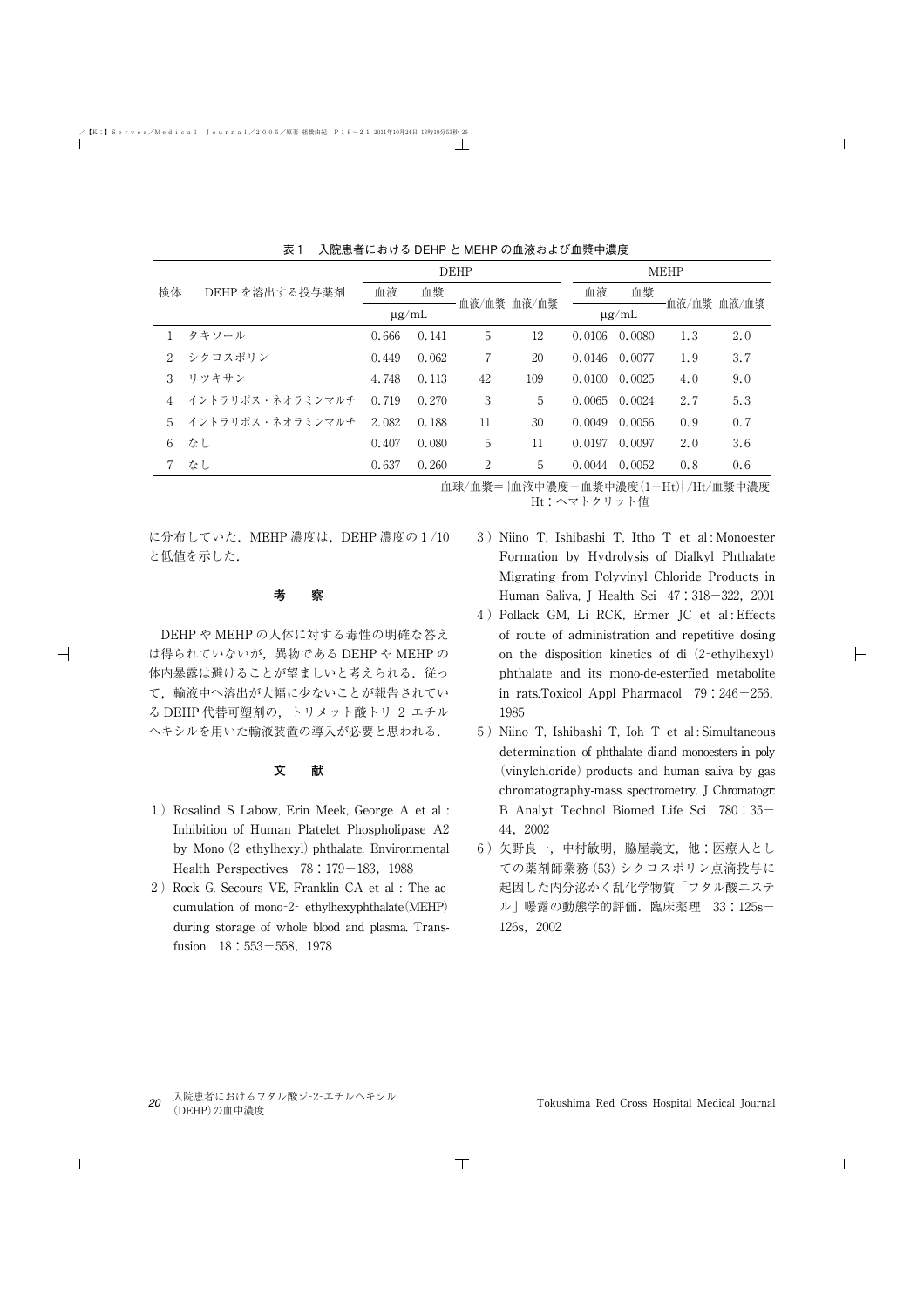表1　入院患者における DEHP と MEHP の血液および血漿中濃度

| 検体 | DEHP を溶出する投与薬剤 | DEHP 血液 | DEHP 血漿 | DEHP 血液/血漿 | DEHP 血液/血漿 | MEHP 血液 | MEHP 血漿 | MEHP 血液/血漿 | MEHP 血液/血漿 |
|---|---|---|---|---|---|---|---|---|---|
| | | μg/mL | | | | μg/mL | | | |
| 1 | タキソール | 0.666 | 0.141 | 5 | 12 | 0.0106 | 0.0080 | 1.3 | 2.0 |
| 2 | シクロスポリン | 0.449 | 0.062 | 7 | 20 | 0.0146 | 0.0077 | 1.9 | 3.7 |
| 3 | リツキサン | 4.748 | 0.113 | 42 | 109 | 0.0100 | 0.0025 | 4.0 | 9.0 |
| 4 | イントラリポス・ネオラミンマルチ | 0.719 | 0.270 | 3 | 5 | 0.0065 | 0.0024 | 2.7 | 5.3 |
| 5 | イントラリポス・ネオラミンマルチ | 2.082 | 0.188 | 11 | 30 | 0.0049 | 0.0056 | 0.9 | 0.7 |
| 6 | なし | 0.407 | 0.080 | 5 | 11 | 0.0197 | 0.0097 | 2.0 | 3.6 |
| 7 | なし | 0.637 | 0.260 | 2 | 5 | 0.0044 | 0.0052 | 0.8 | 0.6 |

血球/血漿＝{血液中濃度－血漿中濃度(1－Ht)}/Ht/血漿中濃度
Ht：ヘマトクリット値

に分布していた．MEHP 濃度は，DEHP 濃度の 1/10 と低値を示した．

## 考　察

DEHP や MEHP の人体に対する毒性の明確な答えは得られていないが，異物である DEHP や MEHP の体内暴露は避けることが望ましいと考えられる．従って，輸液中へ溶出が大幅に少ないことが報告されている DEHP 代替可塑剤の，トリメット酸トリ-2-エチルヘキシルを用いた輸液装置の導入が必要と思われる．

## 文　献

1）Rosalind S Labow, Erin Meek, George A et al : Inhibition of Human Platelet Phospholipase A2 by Mono (2-ethylhexyl) phthalate. Environmental Health Perspectives　78：179－183，1988

2）Rock G, Secours VE, Franklin CA et al : The accumulation of mono-2- ethylhexyphthalate(MEHP) during storage of whole blood and plasma. Transfusion　18：553－558，1978

3）Niino T, Ishibashi T, Itho T et al : Monoester Formation by Hydrolysis of Dialkyl Phthalate Migrating from Polyvinyl Chloride Products in Human Saliva, J Health Sci　47：318－322，2001

4）Pollack GM, Li RCK, Ermer JC et al : Effects of route of administration and repetitive dosing on the disposition kinetics of di (2-ethylhexyl) phthalate and its mono-de-esterfied metabolite in rats.Toxicol Appl Pharmacol　79：246－256，1985

5）Niino T, Ishibashi T, Ioh T et al : Simultaneous determination of phthalate di-and monoesters in poly (vinylchloride) products and human saliva by gas chromatography-mass spectrometry. J Chromatogr. B Analyt Technol Biomed Life Sci　780：35－44，2002

6）矢野良一，中村敏明，脇屋義文，他：医療人としての薬剤師業務 (53) シクロスポリン点滴投与に起因した内分泌かく乱化学物質「フタル酸エステル」曝露の動態学的評価．臨床薬理　33：125s－126s，2002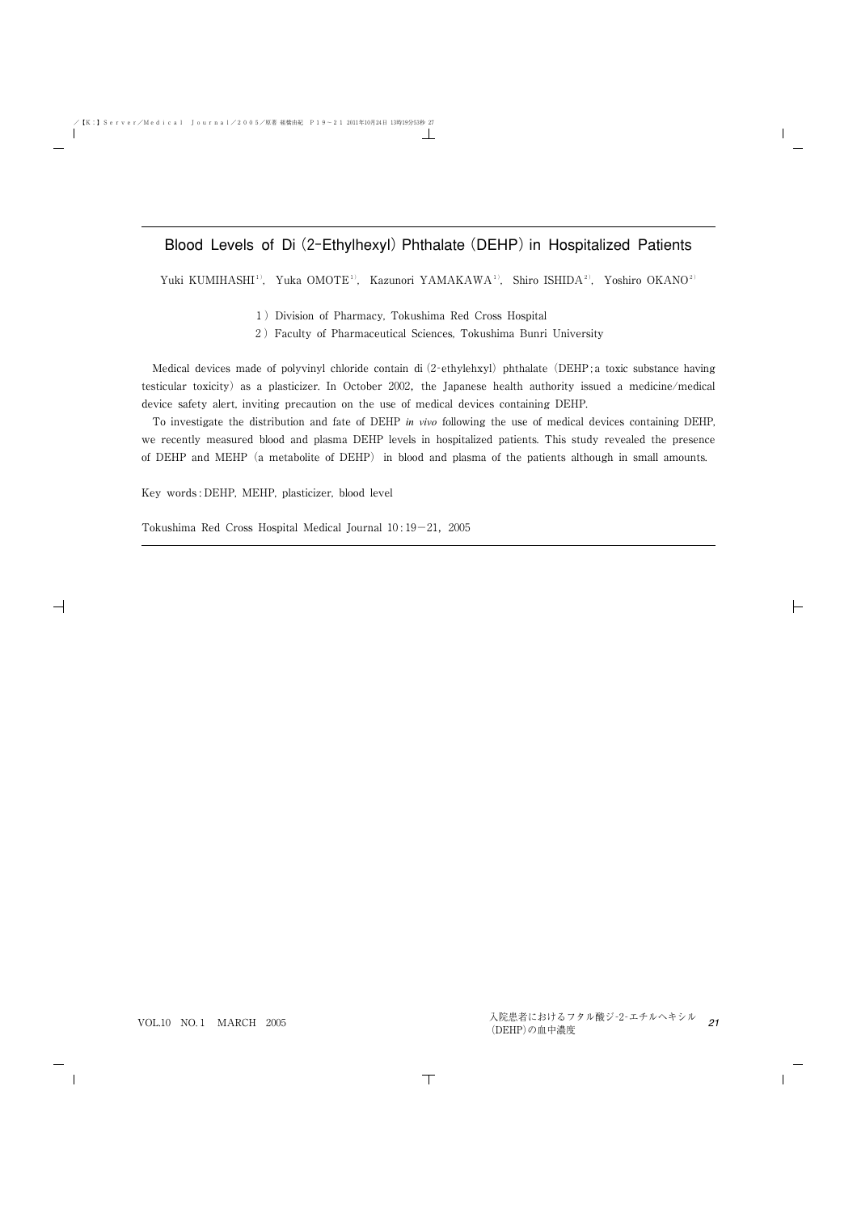# Blood Levels of Di (2-Ethylhexyl) Phthalate (DEHP) in Hospitalized Patients

Yuki KUMIHASHI[1], Yuka OMOTE[1], Kazunori YAMAKAWA[1], Shiro ISHIDA[2], Yoshiro OKANO[2]

1) Division of Pharmacy, Tokushima Red Cross Hospital
2) Faculty of Pharmaceutical Sciences, Tokushima Bunri University

Medical devices made of polyvinyl chloride contain di (2-ethylehxyl) phthalate (DEHP; a toxic substance having testicular toxicity) as a plasticizer. In October 2002, the Japanese health authority issued a medicine/medical device safety alert, inviting precaution on the use of medical devices containing DEHP.

To investigate the distribution and fate of DEHP *in vivo* following the use of medical devices containing DEHP, we recently measured blood and plasma DEHP levels in hospitalized patients. This study revealed the presence of DEHP and MEHP (a metabolite of DEHP) in blood and plasma of the patients although in small amounts.

Key words: DEHP, MEHP, plasticizer, blood level

Tokushima Red Cross Hospital Medical Journal 10: 19−21, 2005